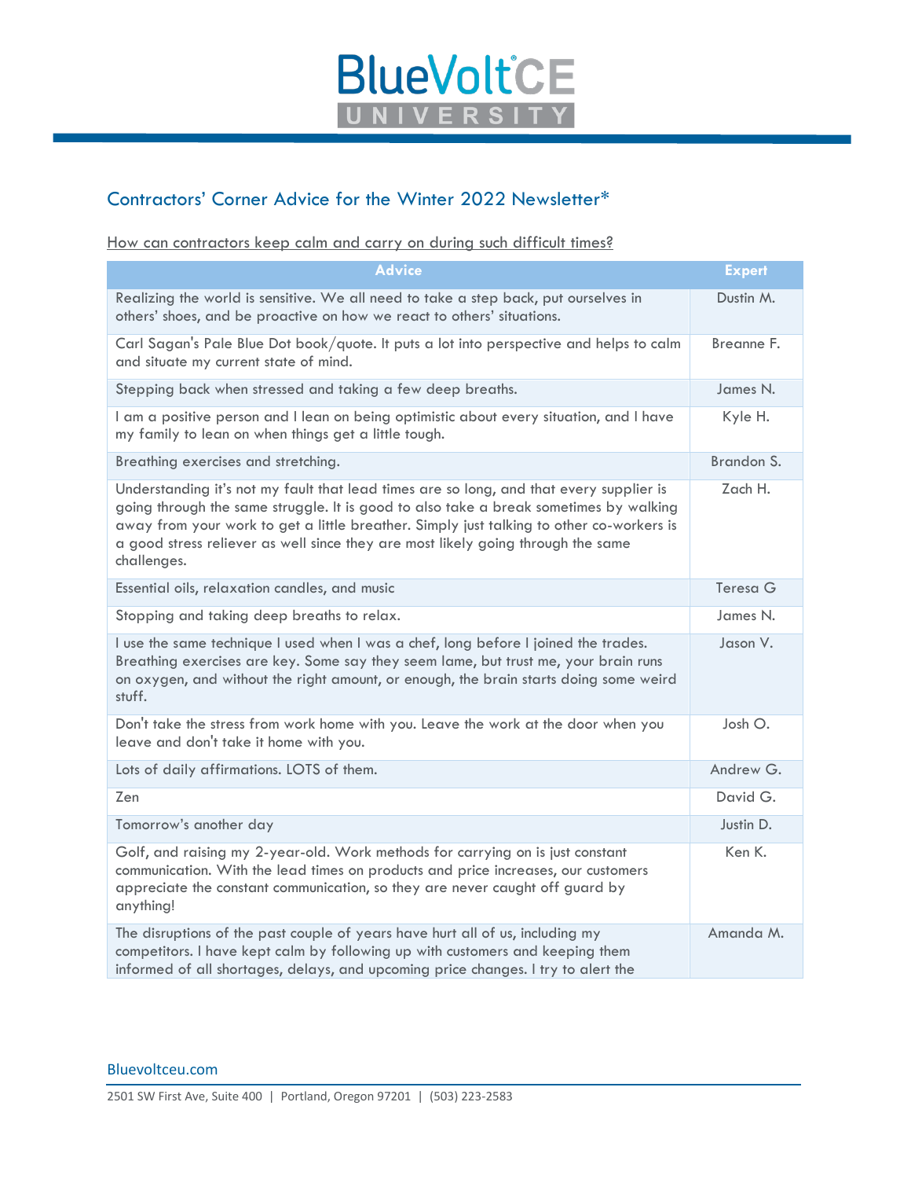# BlueVolt CE UNIVERSITY

## Contractors' Corner Advice for the Winter 2022 Newsletter*

How can contractors keep calm and carry on during such difficult times?

| Advice | Expert |
|---|---|
| Realizing the world is sensitive. We all need to take a step back, put ourselves in others' shoes, and be proactive on how we react to others' situations. | Dustin M. |
| Carl Sagan's Pale Blue Dot book/quote. It puts a lot into perspective and helps to calm and situate my current state of mind. | Breanne F. |
| Stepping back when stressed and taking a few deep breaths. | James N. |
| I am a positive person and I lean on being optimistic about every situation, and I have my family to lean on when things get a little tough. | Kyle H. |
| Breathing exercises and stretching. | Brandon S. |
| Understanding it's not my fault that lead times are so long, and that every supplier is going through the same struggle. It is good to also take a break sometimes by walking away from your work to get a little breather. Simply just talking to other co-workers is a good stress reliever as well since they are most likely going through the same challenges. | Zach H. |
| Essential oils, relaxation candles, and music | Teresa G |
| Stopping and taking deep breaths to relax. | James N. |
| I use the same technique I used when I was a chef, long before I joined the trades. Breathing exercises are key. Some say they seem lame, but trust me, your brain runs on oxygen, and without the right amount, or enough, the brain starts doing some weird stuff. | Jason V. |
| Don't take the stress from work home with you. Leave the work at the door when you leave and don't take it home with you. | Josh O. |
| Lots of daily affirmations. LOTS of them. | Andrew G. |
| Zen | David G. |
| Tomorrow's another day | Justin D. |
| Golf, and raising my 2-year-old. Work methods for carrying on is just constant communication. With the lead times on products and price increases, our customers appreciate the constant communication, so they are never caught off guard by anything! | Ken K. |
| The disruptions of the past couple of years have hurt all of us, including my competitors. I have kept calm by following up with customers and keeping them informed of all shortages, delays, and upcoming price changes. I try to alert the | Amanda M. |

Bluevoltceu.com

2501 SW First Ave, Suite 400 | Portland, Oregon 97201 | (503) 223-2583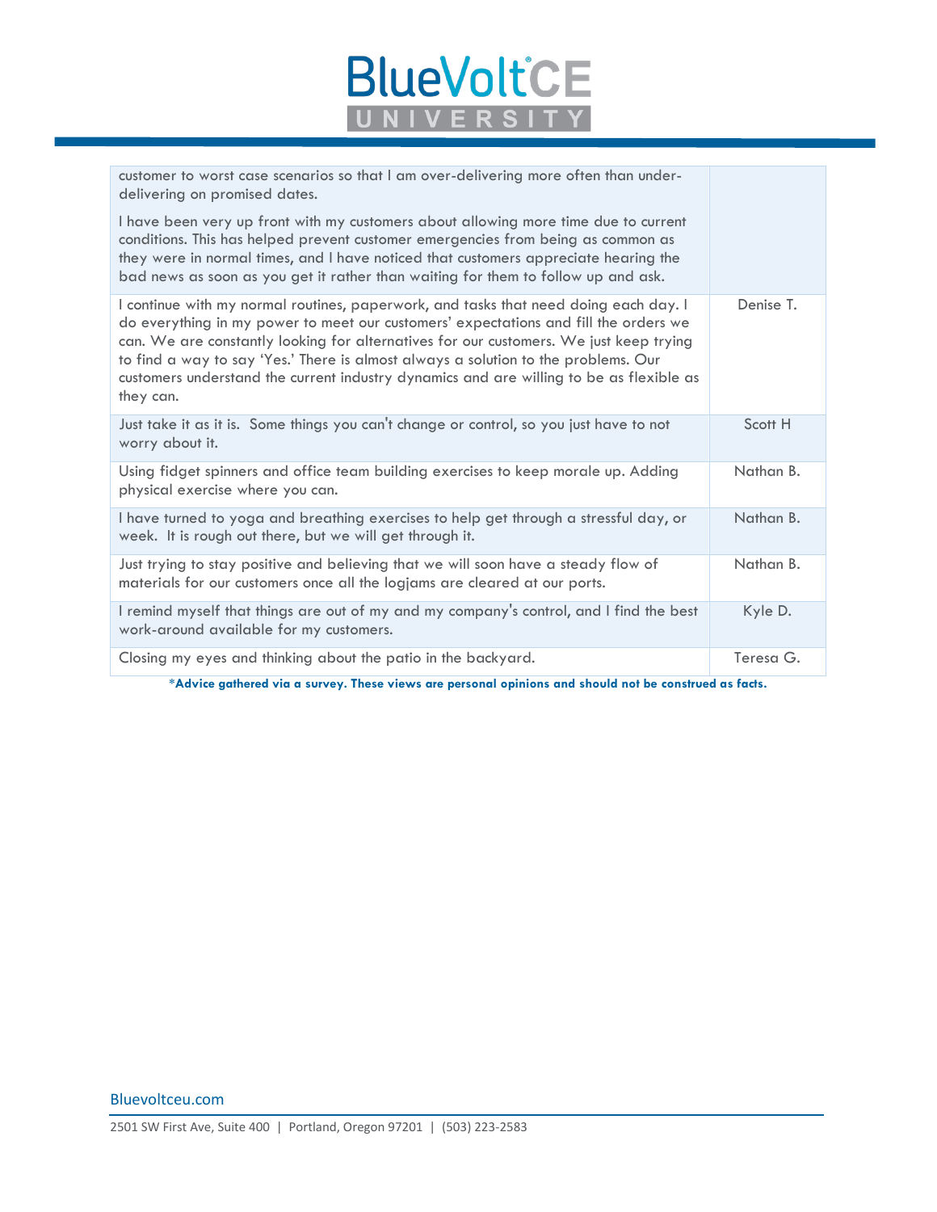| | |
|---|---|
| customer to worst case scenarios so that I am over-delivering more often than under-delivering on promised dates.<br><br>I have been very up front with my customers about allowing more time due to current conditions. This has helped prevent customer emergencies from being as common as they were in normal times, and I have noticed that customers appreciate hearing the bad news as soon as you get it rather than waiting for them to follow up and ask. | |
| I continue with my normal routines, paperwork, and tasks that need doing each day. I do everything in my power to meet our customers' expectations and fill the orders we can. We are constantly looking for alternatives for our customers. We just keep trying to find a way to say 'Yes.' There is almost always a solution to the problems. Our customers understand the current industry dynamics and are willing to be as flexible as they can. | Denise T. |
| Just take it as it is. Some things you can't change or control, so you just have to not worry about it. | Scott H |
| Using fidget spinners and office team building exercises to keep morale up. Adding physical exercise where you can. | Nathan B. |
| I have turned to yoga and breathing exercises to help get through a stressful day, or week. It is rough out there, but we will get through it. | Nathan B. |
| Just trying to stay positive and believing that we will soon have a steady flow of materials for our customers once all the logjams are cleared at our ports. | Nathan B. |
| I remind myself that things are out of my and my company's control, and I find the best work-around available for my customers. | Kyle D. |
| Closing my eyes and thinking about the patio in the backyard. | Teresa G. |

**\*Advice gathered via a survey. These views are personal opinions and should not be construed as facts.**